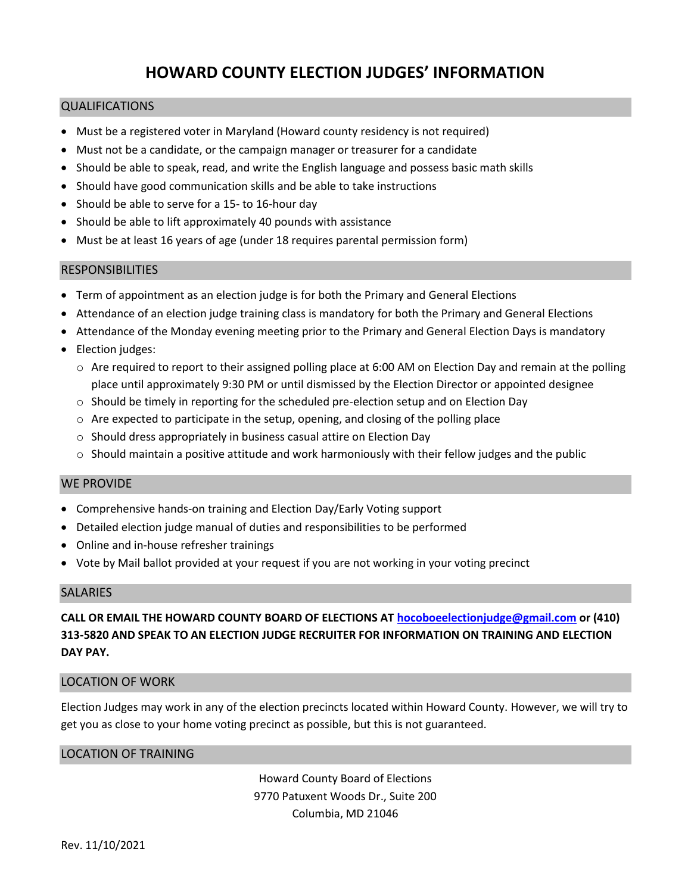# HOWARD COUNTY ELECTION JUDGES' INFORMATION

## QUALIFICATIONS

- Must be a registered voter in Maryland (Howard county residency is not required)
- Must not be a candidate, or the campaign manager or treasurer for a candidate
- Should be able to speak, read, and write the English language and possess basic math skills
- Should have good communication skills and be able to take instructions
- Should be able to serve for a 15- to 16-hour day
- Should be able to lift approximately 40 pounds with assistance
- Must be at least 16 years of age (under 18 requires parental permission form)

## RESPONSIBILITIES

- Term of appointment as an election judge is for both the Primary and General Elections
- Attendance of an election judge training class is mandatory for both the Primary and General Elections
- Attendance of the Monday evening meeting prior to the Primary and General Election Days is mandatory
- Election judges:
  - Are required to report to their assigned polling place at 6:00 AM on Election Day and remain at the polling place until approximately 9:30 PM or until dismissed by the Election Director or appointed designee
  - Should be timely in reporting for the scheduled pre-election setup and on Election Day
  - Are expected to participate in the setup, opening, and closing of the polling place
  - Should dress appropriately in business casual attire on Election Day
  - Should maintain a positive attitude and work harmoniously with their fellow judges and the public

## WE PROVIDE

- Comprehensive hands-on training and Election Day/Early Voting support
- Detailed election judge manual of duties and responsibilities to be performed
- Online and in-house refresher trainings
- Vote by Mail ballot provided at your request if you are not working in your voting precinct

## SALARIES

**CALL OR EMAIL THE HOWARD COUNTY BOARD OF ELECTIONS AT hocoboeelectionjudge@gmail.com or (410) 313-5820 AND SPEAK TO AN ELECTION JUDGE RECRUITER FOR INFORMATION ON TRAINING AND ELECTION DAY PAY.**

## LOCATION OF WORK

Election Judges may work in any of the election precincts located within Howard County. However, we will try to get you as close to your home voting precinct as possible, but this is not guaranteed.

## LOCATION OF TRAINING

Howard County Board of Elections
9770 Patuxent Woods Dr., Suite 200
Columbia, MD 21046

Rev. 11/10/2021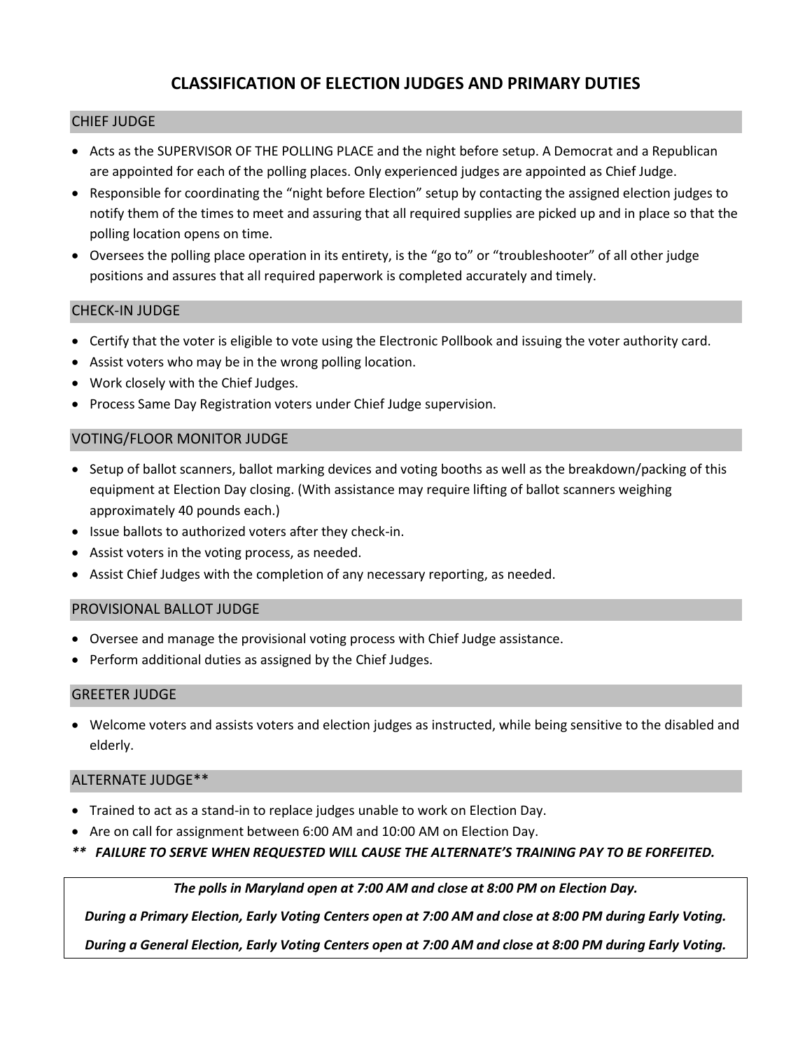# CLASSIFICATION OF ELECTION JUDGES AND PRIMARY DUTIES

## CHIEF JUDGE

- Acts as the SUPERVISOR OF THE POLLING PLACE and the night before setup. A Democrat and a Republican are appointed for each of the polling places. Only experienced judges are appointed as Chief Judge.
- Responsible for coordinating the "night before Election" setup by contacting the assigned election judges to notify them of the times to meet and assuring that all required supplies are picked up and in place so that the polling location opens on time.
- Oversees the polling place operation in its entirety, is the "go to" or "troubleshooter" of all other judge positions and assures that all required paperwork is completed accurately and timely.

## CHECK-IN JUDGE

- Certify that the voter is eligible to vote using the Electronic Pollbook and issuing the voter authority card.
- Assist voters who may be in the wrong polling location.
- Work closely with the Chief Judges.
- Process Same Day Registration voters under Chief Judge supervision.

## VOTING/FLOOR MONITOR JUDGE

- Setup of ballot scanners, ballot marking devices and voting booths as well as the breakdown/packing of this equipment at Election Day closing. (With assistance may require lifting of ballot scanners weighing approximately 40 pounds each.)
- Issue ballots to authorized voters after they check-in.
- Assist voters in the voting process, as needed.
- Assist Chief Judges with the completion of any necessary reporting, as needed.

## PROVISIONAL BALLOT JUDGE

- Oversee and manage the provisional voting process with Chief Judge assistance.
- Perform additional duties as assigned by the Chief Judges.

## GREETER JUDGE

- Welcome voters and assists voters and election judges as instructed, while being sensitive to the disabled and elderly.

## ALTERNATE JUDGE**

- Trained to act as a stand-in to replace judges unable to work on Election Day.
- Are on call for assignment between 6:00 AM and 10:00 AM on Election Day.

***\*\* FAILURE TO SERVE WHEN REQUESTED WILL CAUSE THE ALTERNATE'S TRAINING PAY TO BE FORFEITED.***

*The polls in Maryland open at 7:00 AM and close at 8:00 PM on Election Day.*

*During a Primary Election, Early Voting Centers open at 7:00 AM and close at 8:00 PM during Early Voting.*

*During a General Election, Early Voting Centers open at 7:00 AM and close at 8:00 PM during Early Voting.*